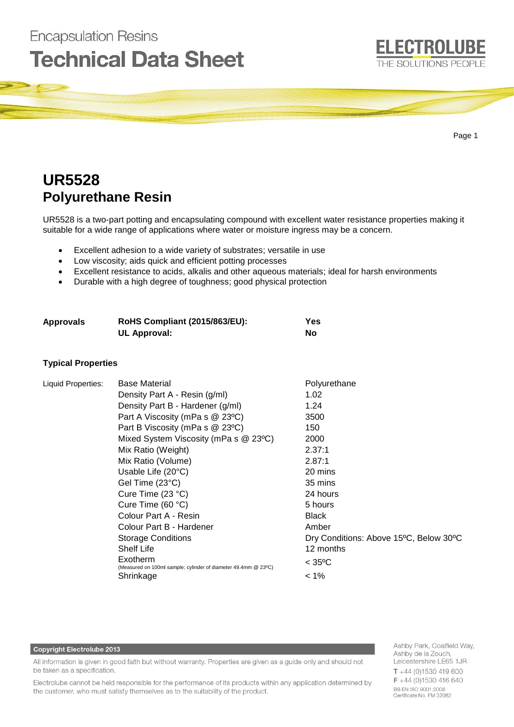Encapsulation Resins

# Technical Data Sheet

ELECTROLUBE
THE SOLUTIONS PEOPLE

# UR5528
## Polyurethane Resin

UR5528 is a two-part potting and encapsulating compound with excellent water resistance properties making it suitable for a wide range of applications where water or moisture ingress may be a concern.

- Excellent adhesion to a wide variety of substrates; versatile in use
- Low viscosity; aids quick and efficient potting processes
- Excellent resistance to acids, alkalis and other aqueous materials; ideal for harsh environments
- Durable with a high degree of toughness; good physical protection

| **Approvals** | **RoHS Compliant (2015/863/EU):** | **Yes** |
|---|---|---|
| | **UL Approval:** | **No** |

### Typical Properties

| Liquid Properties: | Base Material | Polyurethane |
|---|---|---|
| | Density Part A - Resin (g/ml) | 1.02 |
| | Density Part B - Hardener (g/ml) | 1.24 |
| | Part A Viscosity (mPa s @ 23ºC) | 3500 |
| | Part B Viscosity (mPa s @ 23ºC) | 150 |
| | Mixed System Viscosity (mPa s @ 23ºC) | 2000 |
| | Mix Ratio (Weight) | 2.37:1 |
| | Mix Ratio (Volume) | 2.87:1 |
| | Usable Life (20°C) | 20 mins |
| | Gel Time (23°C) | 35 mins |
| | Cure Time (23 °C) | 24 hours |
| | Cure Time (60 °C) | 5 hours |
| | Colour Part A - Resin | Black |
| | Colour Part B - Hardener | Amber |
| | Storage Conditions | Dry Conditions: Above 15ºC, Below 30ºC |
| | Shelf Life | 12 months |
| | Exotherm (Measured on 100ml sample; cylinder of diameter 49.4mm @ 23ºC) | < 35ºC |
| | Shrinkage | < 1% |

**Copyright Electrolube 2013**

All information is given in good faith but without warranty. Properties are given as a guide only and should not be taken as a specification.

Electrolube cannot be held responsible for the performance of its products within any application determined by the customer, who must satisfy themselves as to the suitability of the product.

Ashby Park, Coalfield Way,
Ashby de la Zouch,
Leicestershire LE65 1JR
T +44 (0)1530 419 600
F +44 (0)1530 416 640
BS EN ISO 9001:2008
Certificate No. FM 32082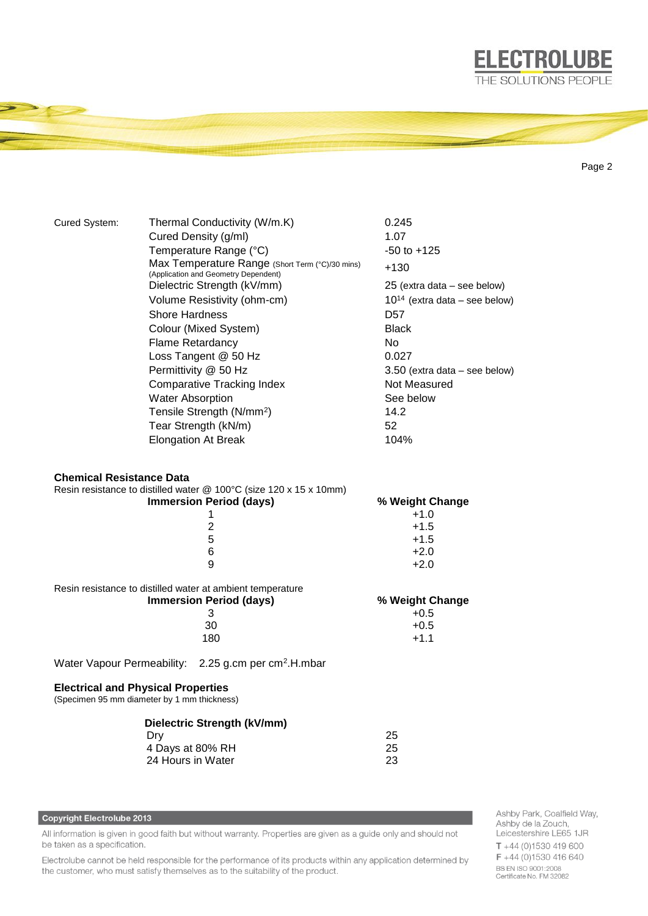| Cured System: | | |
|---|---|---|
| | Thermal Conductivity (W/m.K) | 0.245 |
| | Cured Density (g/ml) | 1.07 |
| | Temperature Range (°C) | -50 to +125 |
| | Max Temperature Range (Short Term (°C)/30 mins) (Application and Geometry Dependent) | +130 |
| | Dielectric Strength (kV/mm) | 25 (extra data – see below) |
| | Volume Resistivity (ohm-cm) | $10^{14}$ (extra data – see below) |
| | Shore Hardness | D57 |
| | Colour (Mixed System) | Black |
| | Flame Retardancy | No |
| | Loss Tangent @ 50 Hz | 0.027 |
| | Permittivity @ 50 Hz | 3.50 (extra data – see below) |
| | Comparative Tracking Index | Not Measured |
| | Water Absorption | See below |
| | Tensile Strength (N/mm$^2$) | 14.2 |
| | Tear Strength (kN/m) | 52 |
| | Elongation At Break | 104% |

**Chemical Resistance Data**

Resin resistance to distilled water @ 100°C (size 120 x 15 x 10mm)

| Immersion Period (days) | % Weight Change |
|---|---|
| 1 | +1.0 |
| 2 | +1.5 |
| 5 | +1.5 |
| 6 | +2.0 |
| 9 | +2.0 |

Resin resistance to distilled water at ambient temperature

| Immersion Period (days) | % Weight Change |
|---|---|
| 3 | +0.5 |
| 30 | +0.5 |
| 180 | +1.1 |

Water Vapour Permeability: 2.25 g.cm per cm$^2$.H.mbar

**Electrical and Physical Properties**

(Specimen 95 mm diameter by 1 mm thickness)

| Dielectric Strength (kV/mm) | |
|---|---|
| Dry | 25 |
| 4 Days at 80% RH | 25 |
| 24 Hours in Water | 23 |

**Copyright Electrolube 2013**

All information is given in good faith but without warranty. Properties are given as a guide only and should not be taken as a specification.

Electrolube cannot be held responsible for the performance of its products within any application determined by the customer, who must satisfy themselves as to the suitability of the product.

Ashby Park, Coalfield Way,
Ashby de la Zouch,
Leicestershire LE65 1JR
T +44 (0)1530 419 600
F +44 (0)1530 416 640
BS EN ISO 9001:2008
Certificate No. FM 32082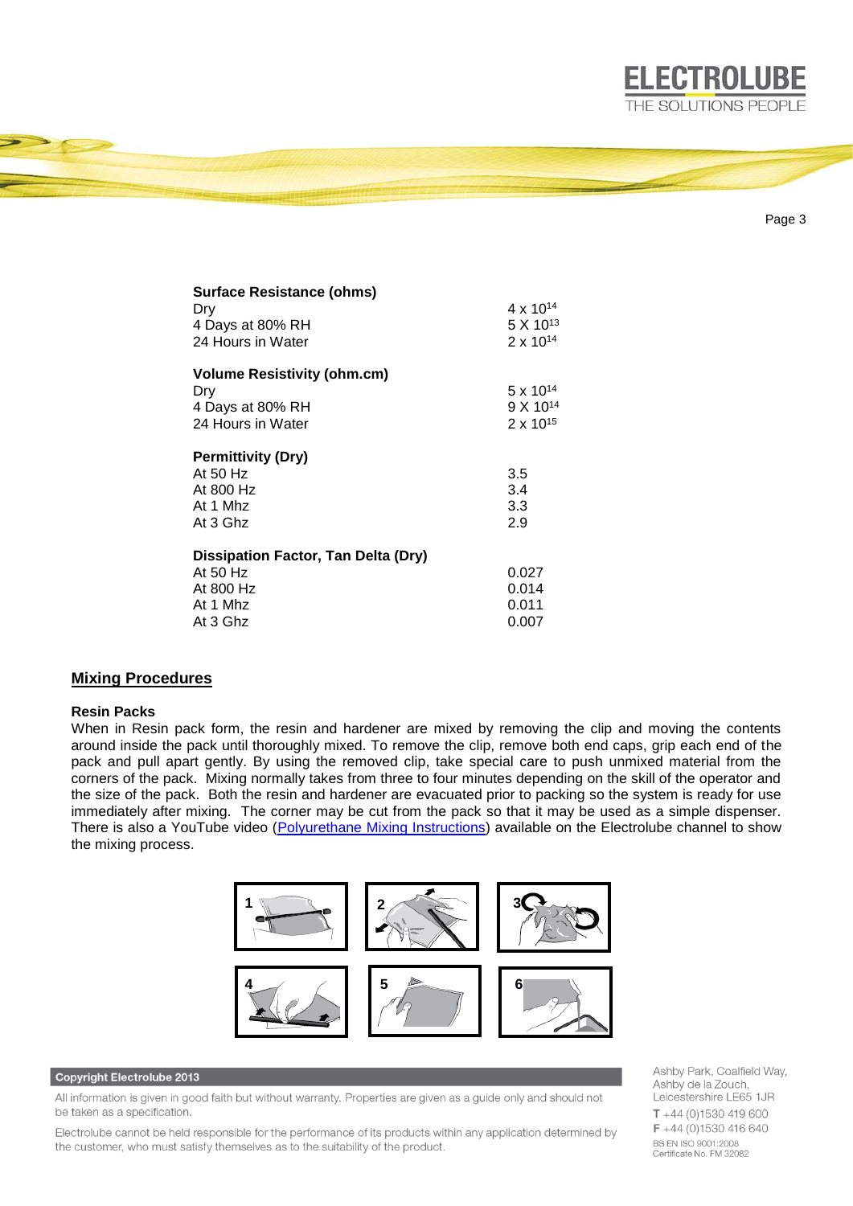| **Surface Resistance (ohms)** | |
|---|---|
| Dry | $4 \times 10^{14}$ |
| 4 Days at 80% RH | $5 \times 10^{13}$ |
| 24 Hours in Water | $2 \times 10^{14}$ |

| **Volume Resistivity (ohm.cm)** | |
|---|---|
| Dry | $5 \times 10^{14}$ |
| 4 Days at 80% RH | $9 \times 10^{14}$ |
| 24 Hours in Water | $2 \times 10^{15}$ |

| **Permittivity (Dry)** | |
|---|---|
| At 50 Hz | 3.5 |
| At 800 Hz | 3.4 |
| At 1 Mhz | 3.3 |
| At 3 Ghz | 2.9 |

| **Dissipation Factor, Tan Delta (Dry)** | |
|---|---|
| At 50 Hz | 0.027 |
| At 800 Hz | 0.014 |
| At 1 Mhz | 0.011 |
| At 3 Ghz | 0.007 |

## Mixing Procedures

**Resin Packs**

When in Resin pack form, the resin and hardener are mixed by removing the clip and moving the contents around inside the pack until thoroughly mixed. To remove the clip, remove both end caps, grip each end of the pack and pull apart gently. By using the removed clip, take special care to push unmixed material from the corners of the pack. Mixing normally takes from three to four minutes depending on the skill of the operator and the size of the pack. Both the resin and hardener are evacuated prior to packing so the system is ready for use immediately after mixing. The corner may be cut from the pack so that it may be used as a simple dispenser. There is also a YouTube video (Polyurethane Mixing Instructions) available on the Electrolube channel to show the mixing process.

1 2 3 4 5 6

**Copyright Electrolube 2013**

All information is given in good faith but without warranty. Properties are given as a guide only and should not be taken as a specification.

Electrolube cannot be held responsible for the performance of its products within any application determined by the customer, who must satisfy themselves as to the suitability of the product.

Ashby Park, Coalfield Way,
Ashby de la Zouch,
Leicestershire LE65 1JR
**T** +44 (0)1530 419 600
**F** +44 (0)1530 416 640
BS EN ISO 9001:2008
Certificate No. FM 32082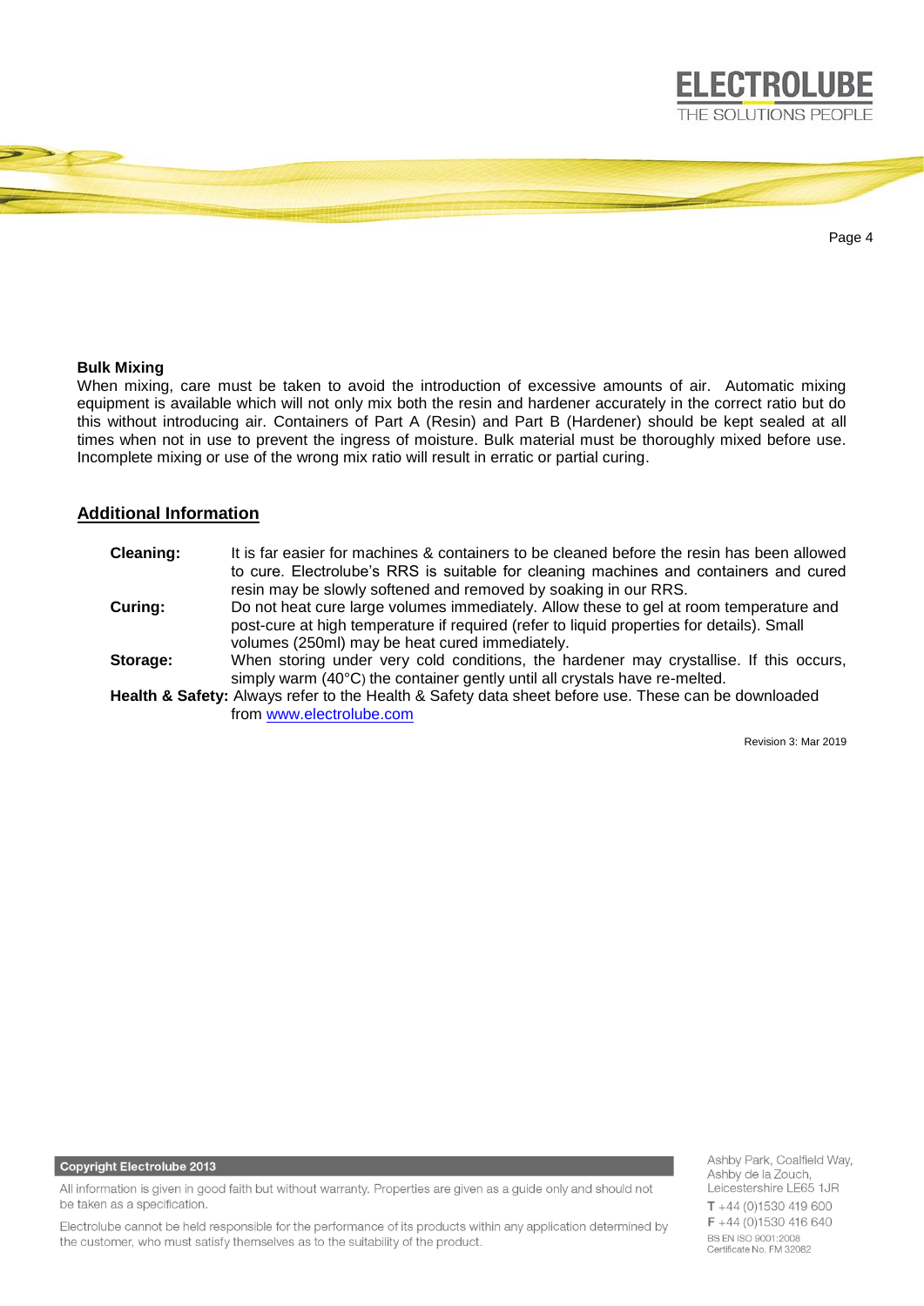### Bulk Mixing

When mixing, care must be taken to avoid the introduction of excessive amounts of air. Automatic mixing equipment is available which will not only mix both the resin and hardener accurately in the correct ratio but do this without introducing air. Containers of Part A (Resin) and Part B (Hardener) should be kept sealed at all times when not in use to prevent the ingress of moisture. Bulk material must be thoroughly mixed before use. Incomplete mixing or use of the wrong mix ratio will result in erratic or partial curing.

## Additional Information

**Cleaning:** It is far easier for machines & containers to be cleaned before the resin has been allowed to cure. Electrolube's RRS is suitable for cleaning machines and containers and cured resin may be slowly softened and removed by soaking in our RRS.

**Curing:** Do not heat cure large volumes immediately. Allow these to gel at room temperature and post-cure at high temperature if required (refer to liquid properties for details). Small volumes (250ml) may be heat cured immediately.

**Storage:** When storing under very cold conditions, the hardener may crystallise. If this occurs, simply warm (40°C) the container gently until all crystals have re-melted.

**Health & Safety:** Always refer to the Health & Safety data sheet before use. These can be downloaded from www.electrolube.com

Revision 3: Mar 2019

**Copyright Electrolube 2013**

All information is given in good faith but without warranty. Properties are given as a guide only and should not be taken as a specification.

Electrolube cannot be held responsible for the performance of its products within any application determined by the customer, who must satisfy themselves as to the suitability of the product.

Ashby Park, Coalfield Way,
Ashby de la Zouch,
Leicestershire LE65 1JR
T +44 (0)1530 419 600
F +44 (0)1530 416 640
BS EN ISO 9001:2008
Certificate No. FM 32082